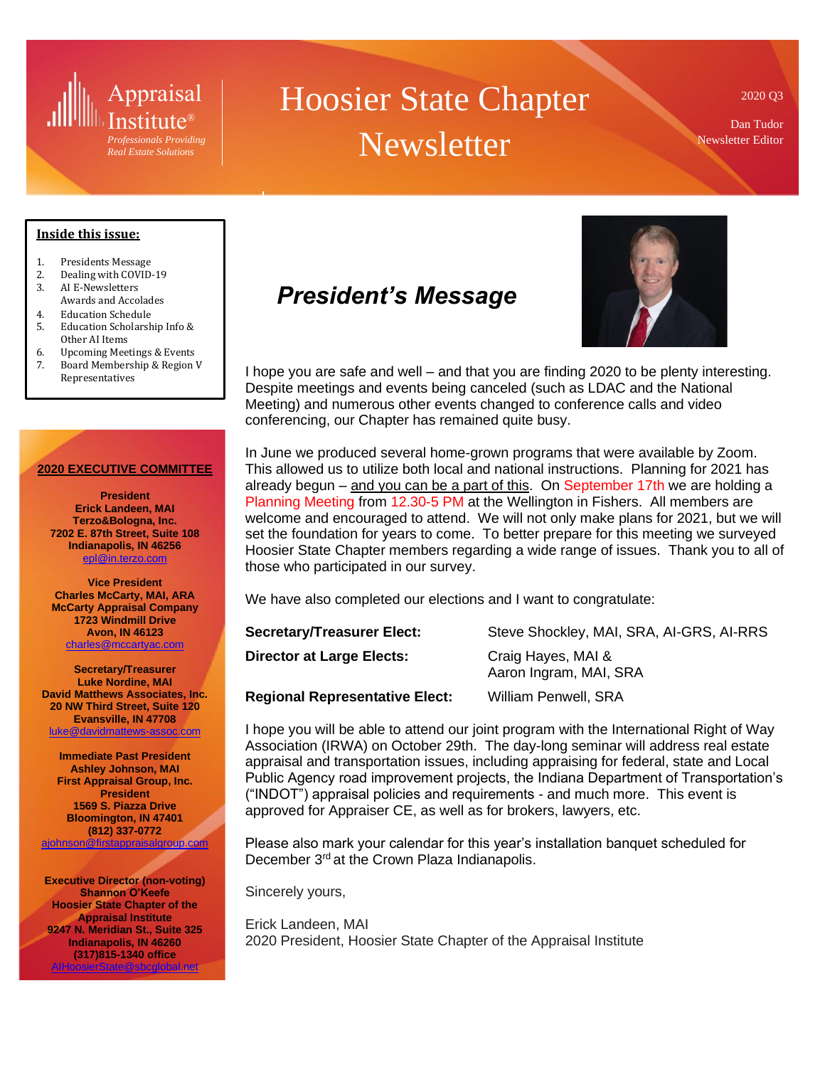Appraisal Institute®
*Professionals Providing Real Estate Solutions*

# Hoosier State Chapter Newsletter

2020 Q3

Dan Tudor
Newsletter Editor

**Inside this issue:**

1. Presidents Message
2. Dealing with COVID-19
3. AI E-Newsletters Awards and Accolades
4. Education Schedule
5. Education Scholarship Info & Other AI Items
6. Upcoming Meetings & Events
7. Board Membership & Region V Representatives

**2020 EXECUTIVE COMMITTEE**

**President**
**Erick Landeen, MAI**
**Terzo&Bologna, Inc.**
**7202 E. 87th Street, Suite 108**
**Indianapolis, IN 46256**
epl@in.terzo.com

**Vice President**
**Charles McCarty, MAI, ARA**
**McCarty Appraisal Company**
**1723 Windmill Drive**
**Avon, IN 46123**
charles@mccartyac.com

**Secretary/Treasurer**
**Luke Nordine, MAI**
**David Matthews Associates, Inc.**
**20 NW Third Street, Suite 120**
**Evansville, IN 47708**
luke@davidmattews-assoc.com

**Immediate Past President**
**Ashley Johnson, MAI**
**First Appraisal Group, Inc.**
**President**
**1569 S. Piazza Drive**
**Bloomington, IN 47401**
**(812) 337-0772**
ajohnson@firstappraisalgroup.com

**Executive Director (non-voting)**
**Shannon O'Keefe**
**Hoosier State Chapter of the Appraisal Institute**
**9247 N. Meridian St., Suite 325**
**Indianapolis, IN 46260**
**(317)815-1340 office**
AIHoosierState@sbcglobal.net

## *President's Message*

I hope you are safe and well – and that you are finding 2020 to be plenty interesting. Despite meetings and events being canceled (such as LDAC and the National Meeting) and numerous other events changed to conference calls and video conferencing, our Chapter has remained quite busy.

In June we produced several home-grown programs that were available by Zoom. This allowed us to utilize both local and national instructions. Planning for 2021 has already begun – and you can be a part of this. On September 17th we are holding a Planning Meeting from 12.30-5 PM at the Wellington in Fishers. All members are welcome and encouraged to attend. We will not only make plans for 2021, but we will set the foundation for years to come. To better prepare for this meeting we surveyed Hoosier State Chapter members regarding a wide range of issues. Thank you to all of those who participated in our survey.

We have also completed our elections and I want to congratulate:

| | |
|---|---|
| **Secretary/Treasurer Elect:** | Steve Shockley, MAI, SRA, AI-GRS, AI-RRS |
| **Director at Large Elects:** | Craig Hayes, MAI & Aaron Ingram, MAI, SRA |
| **Regional Representative Elect:** | William Penwell, SRA |

I hope you will be able to attend our joint program with the International Right of Way Association (IRWA) on October 29th. The day-long seminar will address real estate appraisal and transportation issues, including appraising for federal, state and Local Public Agency road improvement projects, the Indiana Department of Transportation's ("INDOT") appraisal policies and requirements - and much more. This event is approved for Appraiser CE, as well as for brokers, lawyers, etc.

Please also mark your calendar for this year's installation banquet scheduled for December 3rd at the Crown Plaza Indianapolis.

Sincerely yours,

Erick Landeen, MAI
2020 President, Hoosier State Chapter of the Appraisal Institute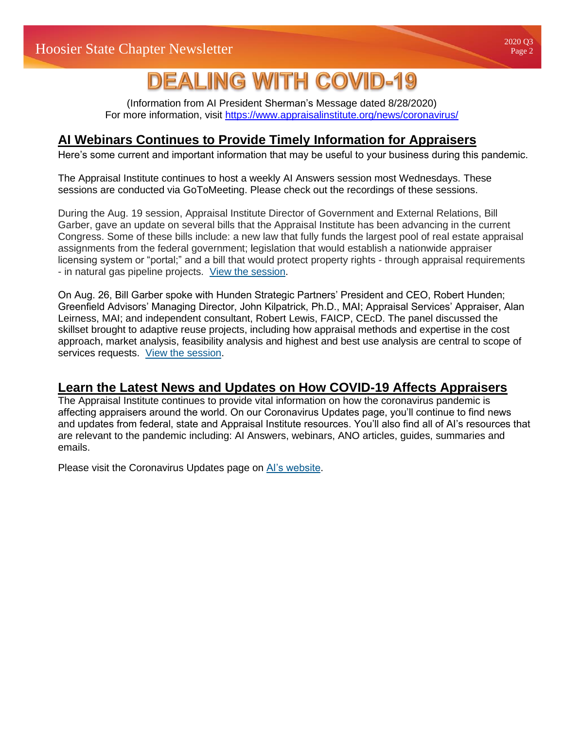# DEALING WITH COVID-19

(Information from AI President Sherman's Message dated 8/28/2020)
For more information, visit [https://www.appraisalinstitute.org/news/coronavirus/](https://www.appraisalinstitute.org/news/coronavirus/)

## AI Webinars Continues to Provide Timely Information for Appraisers

Here's some current and important information that may be useful to your business during this pandemic.

The Appraisal Institute continues to host a weekly AI Answers session most Wednesdays. These sessions are conducted via GoToMeeting. Please check out the recordings of these sessions.

During the Aug. 19 session, Appraisal Institute Director of Government and External Relations, Bill Garber, gave an update on several bills that the Appraisal Institute has been advancing in the current Congress. Some of these bills include: a new law that fully funds the largest pool of real estate appraisal assignments from the federal government; legislation that would establish a nationwide appraiser licensing system or "portal;" and a bill that would protect property rights - through appraisal requirements - in natural gas pipeline projects. View the session.

On Aug. 26, Bill Garber spoke with Hunden Strategic Partners' President and CEO, Robert Hunden; Greenfield Advisors' Managing Director, John Kilpatrick, Ph.D., MAI; Appraisal Services' Appraiser, Alan Leirness, MAI; and independent consultant, Robert Lewis, FAICP, CEcD. The panel discussed the skillset brought to adaptive reuse projects, including how appraisal methods and expertise in the cost approach, market analysis, feasibility analysis and highest and best use analysis are central to scope of services requests. View the session.

## Learn the Latest News and Updates on How COVID-19 Affects Appraisers

The Appraisal Institute continues to provide vital information on how the coronavirus pandemic is affecting appraisers around the world. On our Coronavirus Updates page, you'll continue to find news and updates from federal, state and Appraisal Institute resources. You'll also find all of AI's resources that are relevant to the pandemic including: AI Answers, webinars, ANO articles, guides, summaries and emails.

Please visit the Coronavirus Updates page on AI's website.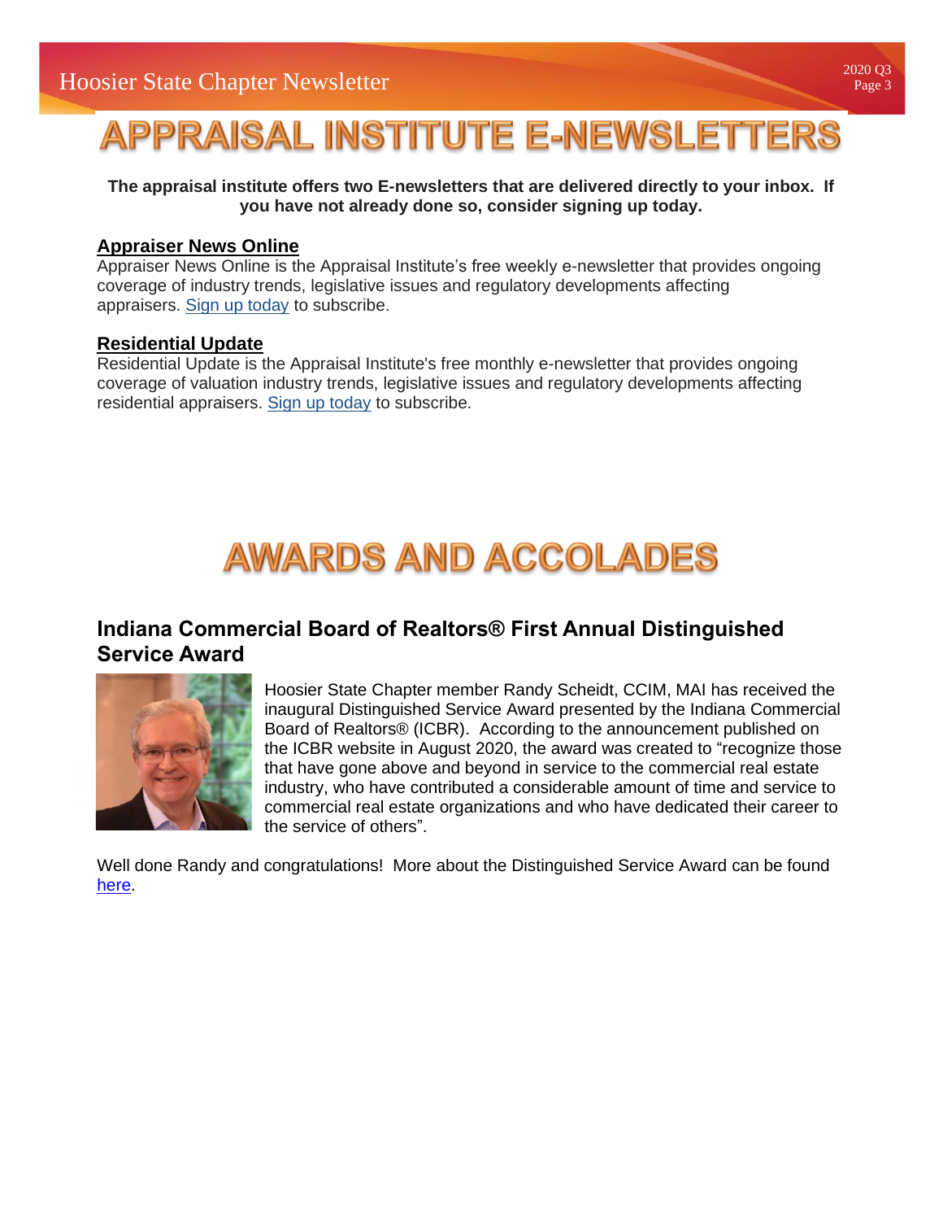# APPRAISAL INSTITUTE E-NEWSLETTERS

**The appraisal institute offers two E-newsletters that are delivered directly to your inbox. If you have not already done so, consider signing up today.**

**Appraiser News Online**
Appraiser News Online is the Appraisal Institute's free weekly e-newsletter that provides ongoing coverage of industry trends, legislative issues and regulatory developments affecting appraisers. Sign up today to subscribe.

**Residential Update**
Residential Update is the Appraisal Institute's free monthly e-newsletter that provides ongoing coverage of valuation industry trends, legislative issues and regulatory developments affecting residential appraisers. Sign up today to subscribe.

# AWARDS AND ACCOLADES

## Indiana Commercial Board of Realtors® First Annual Distinguished Service Award

Hoosier State Chapter member Randy Scheidt, CCIM, MAI has received the inaugural Distinguished Service Award presented by the Indiana Commercial Board of Realtors® (ICBR). According to the announcement published on the ICBR website in August 2020, the award was created to "recognize those that have gone above and beyond in service to the commercial real estate industry, who have contributed a considerable amount of time and service to commercial real estate organizations and who have dedicated their career to the service of others".

Well done Randy and congratulations! More about the Distinguished Service Award can be found here.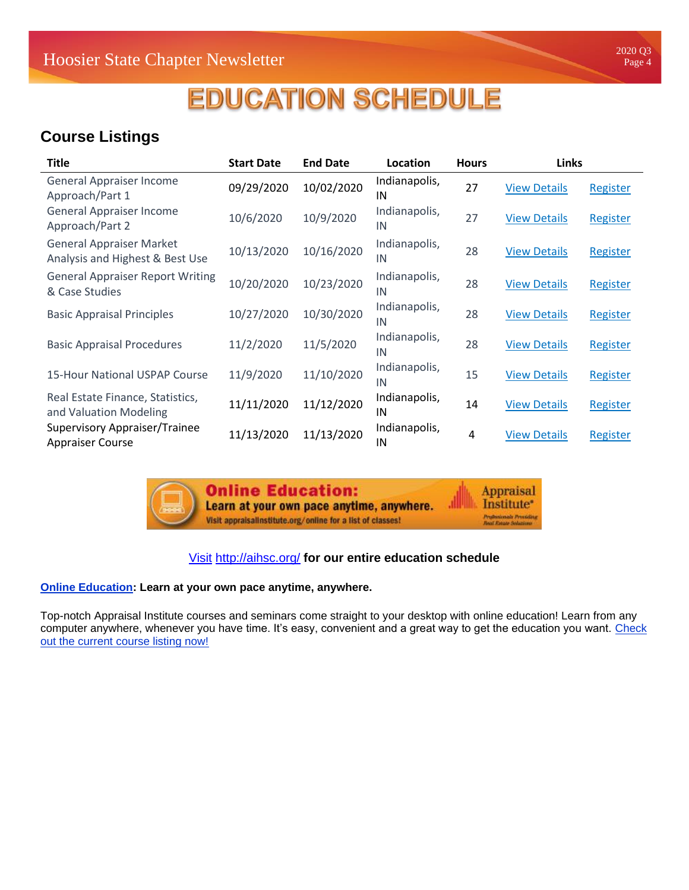# EDUCATION SCHEDULE

## Course Listings

| Title | Start Date | End Date | Location | Hours | Links | |
|---|---|---|---|---|---|---|
| General Appraiser Income Approach/Part 1 | 09/29/2020 | 10/02/2020 | Indianapolis, IN | 27 | View Details | Register |
| General Appraiser Income Approach/Part 2 | 10/6/2020 | 10/9/2020 | Indianapolis, IN | 27 | View Details | Register |
| General Appraiser Market Analysis and Highest & Best Use | 10/13/2020 | 10/16/2020 | Indianapolis, IN | 28 | View Details | Register |
| General Appraiser Report Writing & Case Studies | 10/20/2020 | 10/23/2020 | Indianapolis, IN | 28 | View Details | Register |
| Basic Appraisal Principles | 10/27/2020 | 10/30/2020 | Indianapolis, IN | 28 | View Details | Register |
| Basic Appraisal Procedures | 11/2/2020 | 11/5/2020 | Indianapolis, IN | 28 | View Details | Register |
| 15-Hour National USPAP Course | 11/9/2020 | 11/10/2020 | Indianapolis, IN | 15 | View Details | Register |
| Real Estate Finance, Statistics, and Valuation Modeling | 11/11/2020 | 11/12/2020 | Indianapolis, IN | 14 | View Details | Register |
| Supervisory Appraiser/Trainee Appraiser Course | 11/13/2020 | 11/13/2020 | Indianapolis, IN | 4 | View Details | Register |

**Online Education:** Learn at your own pace anytime, anywhere. Visit appraisalinstitute.org/online for a list of classes! Appraisal Institute® Professionals Providing Real Estate Solutions

Visit http://aihsc.org/ **for our entire education schedule**

**Online Education: Learn at your own pace anytime, anywhere.**

Top-notch Appraisal Institute courses and seminars come straight to your desktop with online education! Learn from any computer anywhere, whenever you have time. It's easy, convenient and a great way to get the education you want. Check out the current course listing now!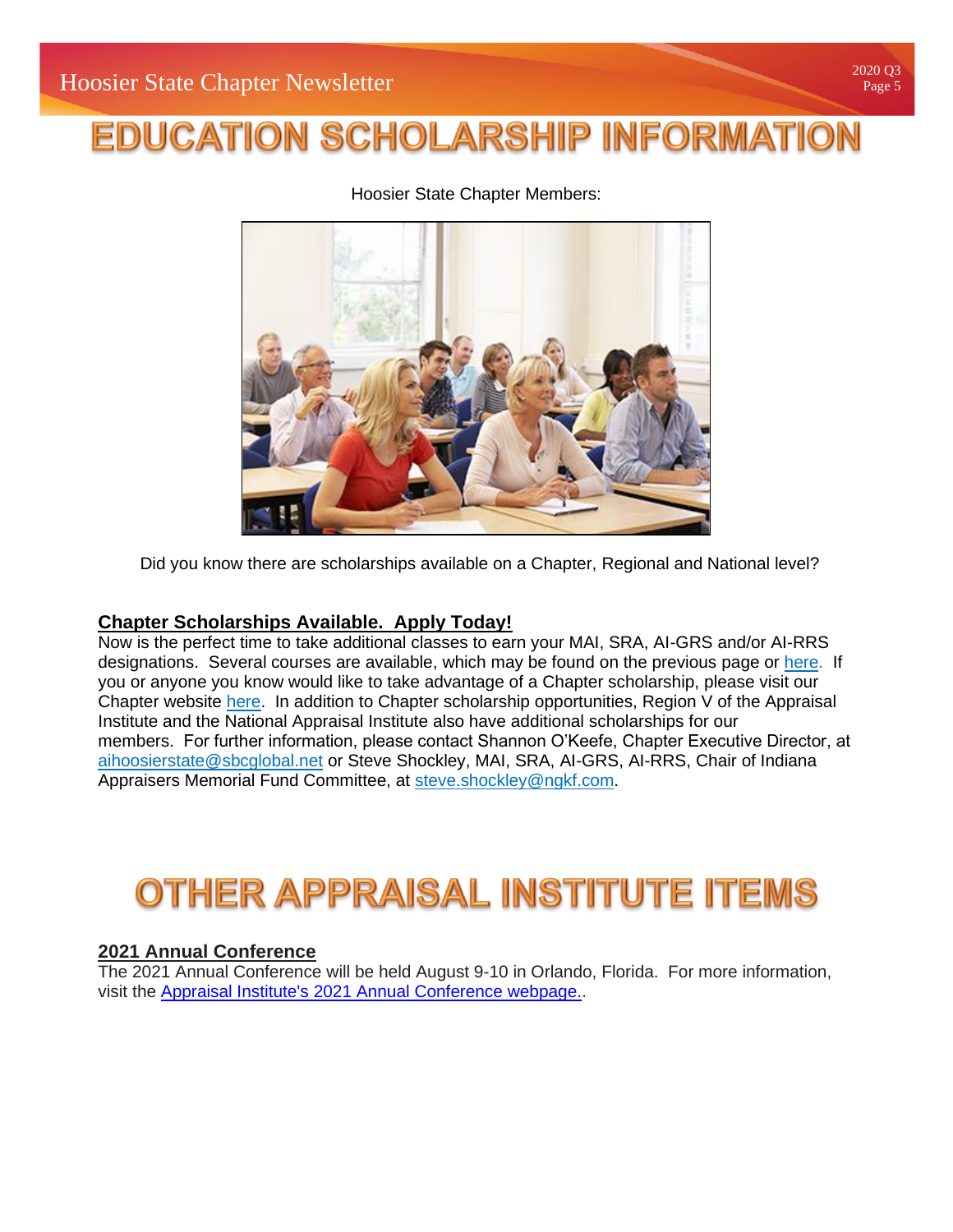# EDUCATION SCHOLARSHIP INFORMATION

Hoosier State Chapter Members:

Did you know there are scholarships available on a Chapter, Regional and National level?

**Chapter Scholarships Available. Apply Today!**

Now is the perfect time to take additional classes to earn your MAI, SRA, AI-GRS and/or AI-RRS designations. Several courses are available, which may be found on the previous page or here. If you or anyone you know would like to take advantage of a Chapter scholarship, please visit our Chapter website here. In addition to Chapter scholarship opportunities, Region V of the Appraisal Institute and the National Appraisal Institute also have additional scholarships for our members. For further information, please contact Shannon O'Keefe, Chapter Executive Director, at aihoosierstate@sbcglobal.net or Steve Shockley, MAI, SRA, AI-GRS, AI-RRS, Chair of Indiana Appraisers Memorial Fund Committee, at steve.shockley@ngkf.com.

# OTHER APPRAISAL INSTITUTE ITEMS

**2021 Annual Conference**

The 2021 Annual Conference will be held August 9-10 in Orlando, Florida. For more information, visit the Appraisal Institute's 2021 Annual Conference webpage..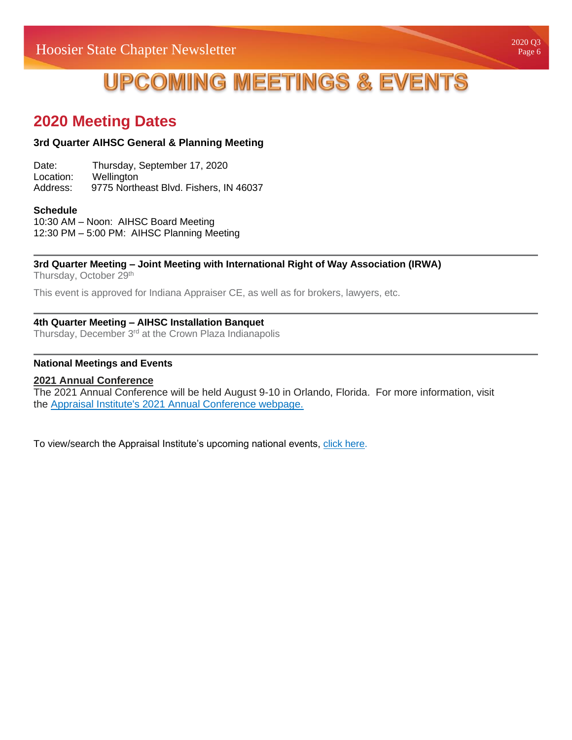# UPCOMING MEETINGS & EVENTS

## 2020 Meeting Dates

**3rd Quarter AIHSC General & Planning Meeting**

Date: Thursday, September 17, 2020
Location: Wellington
Address: 9775 Northeast Blvd. Fishers, IN 46037

**Schedule**
10:30 AM – Noon: AIHSC Board Meeting
12:30 PM – 5:00 PM: AIHSC Planning Meeting

---

**3rd Quarter Meeting – Joint Meeting with International Right of Way Association (IRWA)**
Thursday, October 29th

This event is approved for Indiana Appraiser CE, as well as for brokers, lawyers, etc.

---

**4th Quarter Meeting – AIHSC Installation Banquet**
Thursday, December 3rd at the Crown Plaza Indianapolis

---

**National Meetings and Events**

**2021 Annual Conference**
The 2021 Annual Conference will be held August 9-10 in Orlando, Florida. For more information, visit the Appraisal Institute's 2021 Annual Conference webpage.

To view/search the Appraisal Institute's upcoming national events, click here.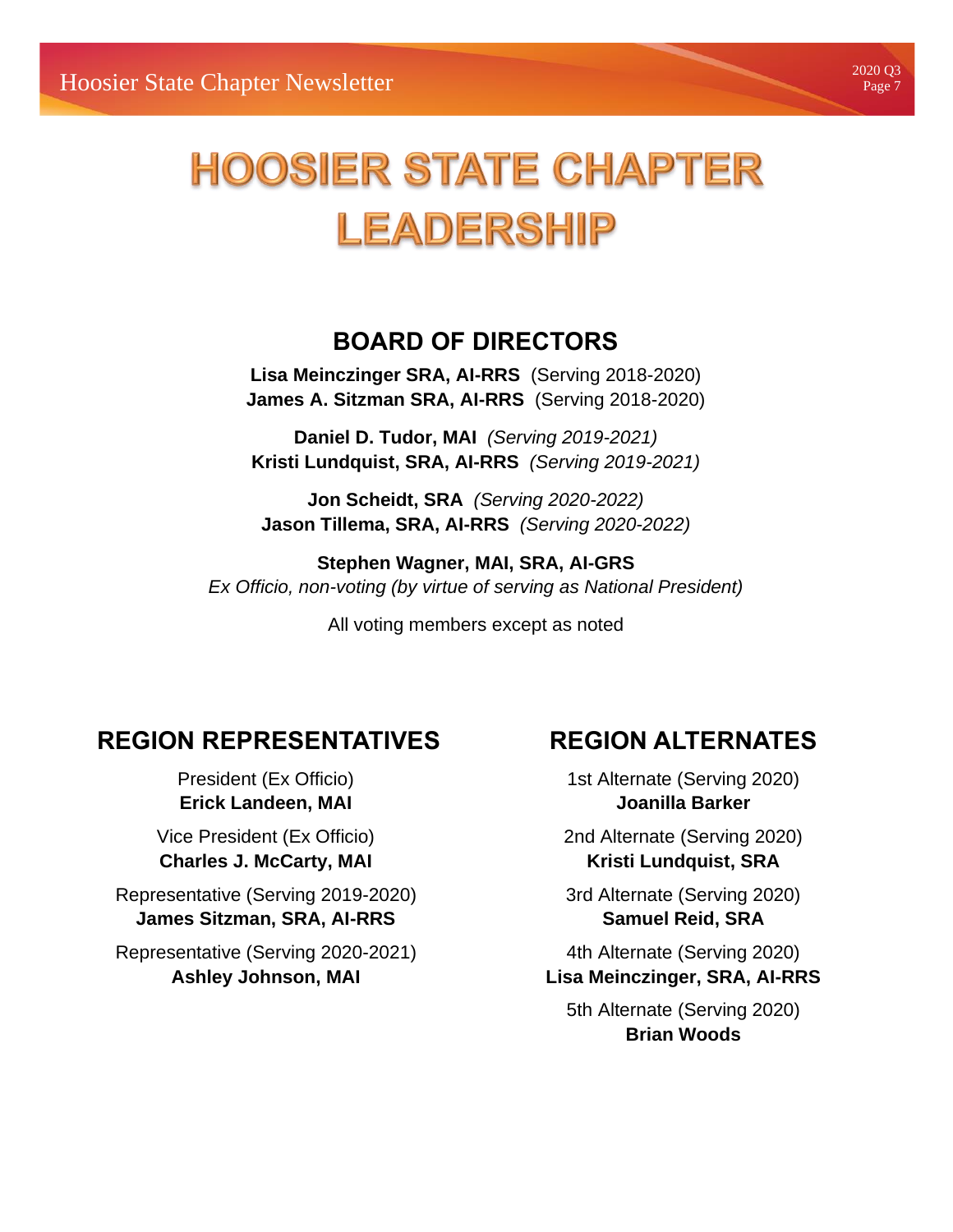# HOOSIER STATE CHAPTER LEADERSHIP

## BOARD OF DIRECTORS

**Lisa Meinczinger SRA, AI-RRS** (Serving 2018-2020)
**James A. Sitzman SRA, AI-RRS** (Serving 2018-2020)

**Daniel D. Tudor, MAI** *(Serving 2019-2021)*
**Kristi Lundquist, SRA, AI-RRS** *(Serving 2019-2021)*

**Jon Scheidt, SRA** *(Serving 2020-2022)*
**Jason Tillema, SRA, AI-RRS** *(Serving 2020-2022)*

**Stephen Wagner, MAI, SRA, AI-GRS**
*Ex Officio, non-voting (by virtue of serving as National President)*

All voting members except as noted

## REGION REPRESENTATIVES

President (Ex Officio)
**Erick Landeen, MAI**

Vice President (Ex Officio)
**Charles J. McCarty, MAI**

Representative (Serving 2019-2020)
**James Sitzman, SRA, AI-RRS**

Representative (Serving 2020-2021)
**Ashley Johnson, MAI**

## REGION ALTERNATES

1st Alternate (Serving 2020)
**Joanilla Barker**

2nd Alternate (Serving 2020)
**Kristi Lundquist, SRA**

3rd Alternate (Serving 2020)
**Samuel Reid, SRA**

4th Alternate (Serving 2020)
**Lisa Meinczinger, SRA, AI-RRS**

5th Alternate (Serving 2020)
**Brian Woods**